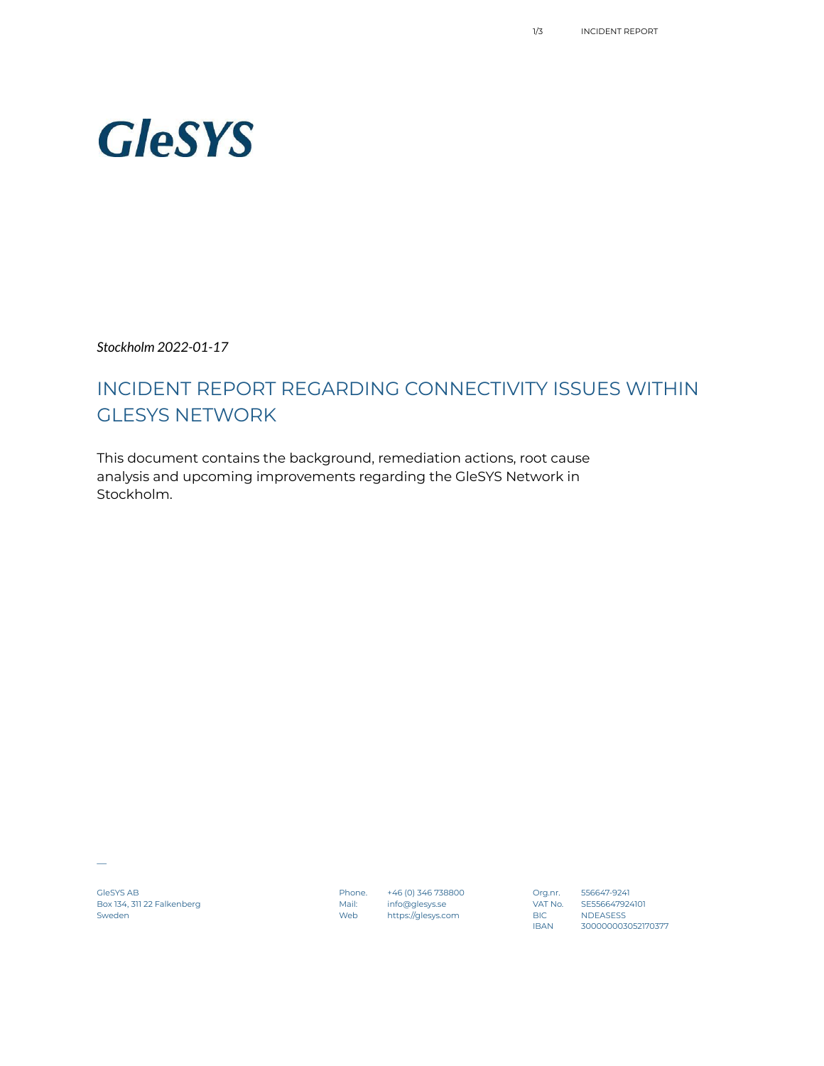GleSYS

*Stockholm 2022-01-17*

# INCIDENT REPORT REGARDING CONNECTIVITY ISSUES WITHIN GLESYS NETWORK

This document contains the background, remediation actions, root cause analysis and upcoming improvements regarding the GleSYS Network in Stockholm.

GleSYS AB
Box 134, 311 22 Falkenberg
Sweden

Phone. +46 (0) 346 738800
Mail: info@glesys.se
Web https://glesys.com

Org.nr. 556647-9241
VAT No. SE556647924101
BIC NDEASESS
IBAN 3000000003052170377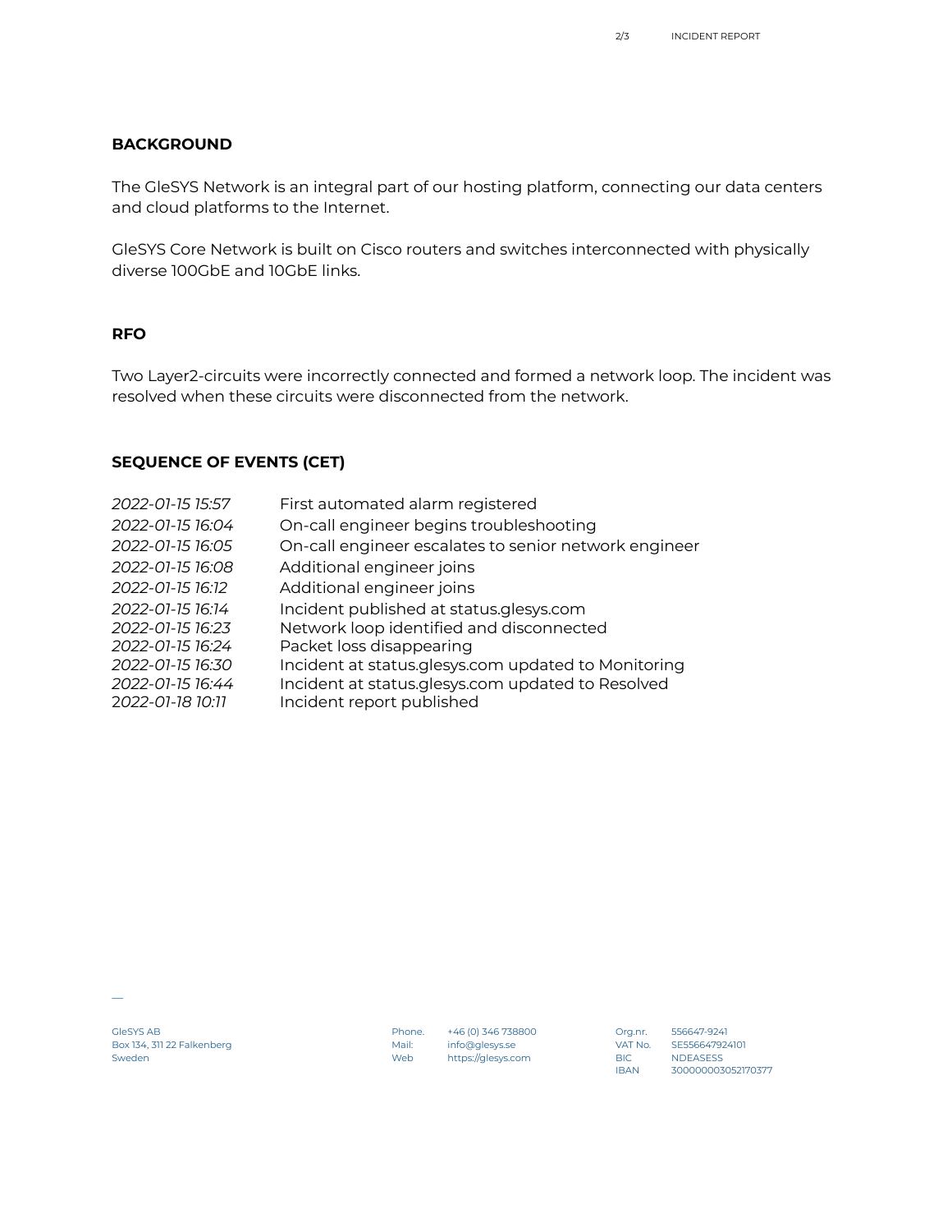## BACKGROUND

The GleSYS Network is an integral part of our hosting platform, connecting our data centers and cloud platforms to the Internet.

GleSYS Core Network is built on Cisco routers and switches interconnected with physically diverse 100GbE and 10GbE links.

## RFO

Two Layer2-circuits were incorrectly connected and formed a network loop. The incident was resolved when these circuits were disconnected from the network.

## SEQUENCE OF EVENTS (CET)

| | |
|---|---|
| *2022-01-15 15:57* | First automated alarm registered |
| *2022-01-15 16:04* | On-call engineer begins troubleshooting |
| *2022-01-15 16:05* | On-call engineer escalates to senior network engineer |
| *2022-01-15 16:08* | Additional engineer joins |
| *2022-01-15 16:12* | Additional engineer joins |
| *2022-01-15 16:14* | Incident published at status.glesys.com |
| *2022-01-15 16:23* | Network loop identified and disconnected |
| *2022-01-15 16:24* | Packet loss disappearing |
| *2022-01-15 16:30* | Incident at status.glesys.com updated to Monitoring |
| *2022-01-15 16:44* | Incident at status.glesys.com updated to Resolved |
| *2022-01-18 10:11* | Incident report published |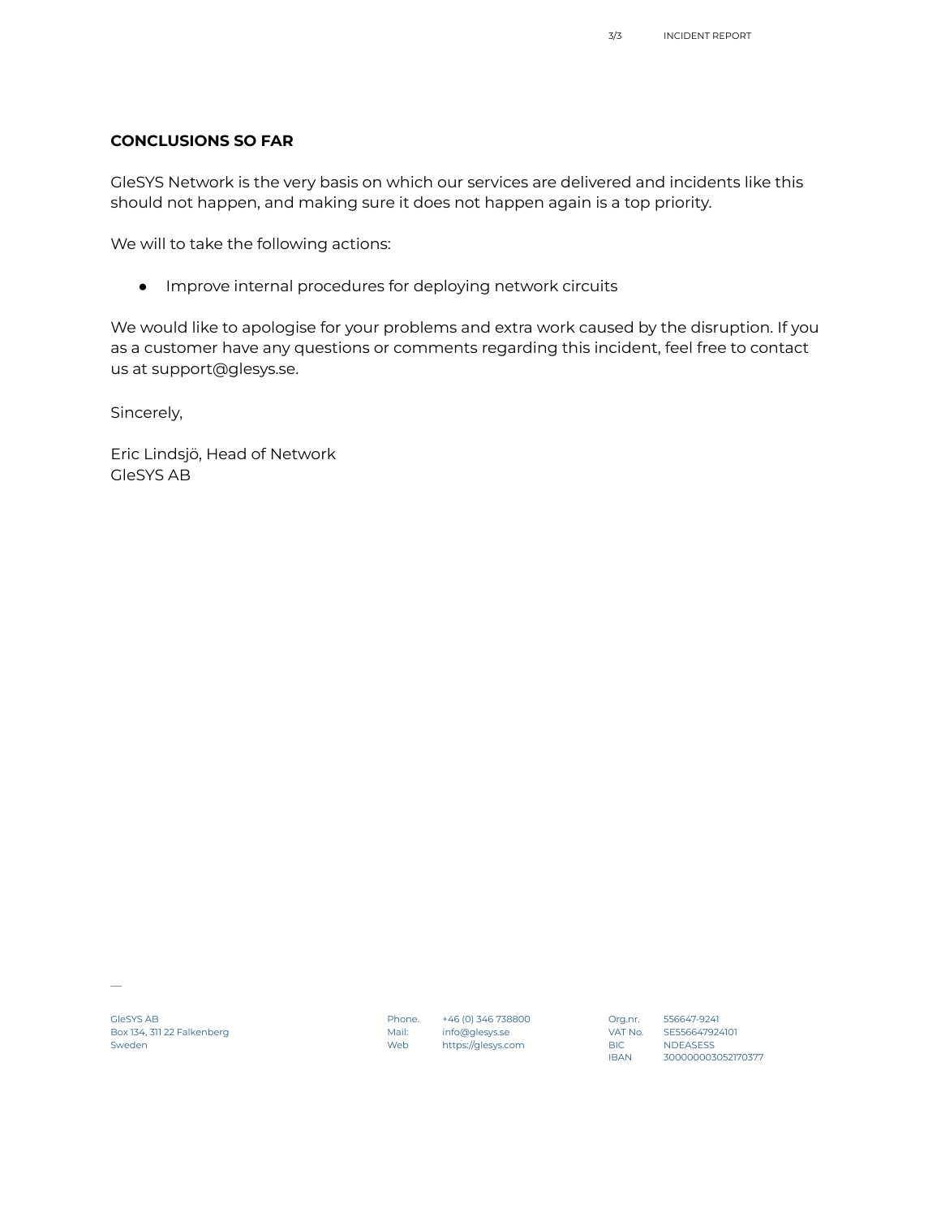**CONCLUSIONS SO FAR**

GleSYS Network is the very basis on which our services are delivered and incidents like this should not happen, and making sure it does not happen again is a top priority.

We will to take the following actions:

- Improve internal procedures for deploying network circuits

We would like to apologise for your problems and extra work caused by the disruption. If you as a customer have any questions or comments regarding this incident, feel free to contact us at support@glesys.se.

Sincerely,

Eric Lindsjö, Head of Network
GleSYS AB